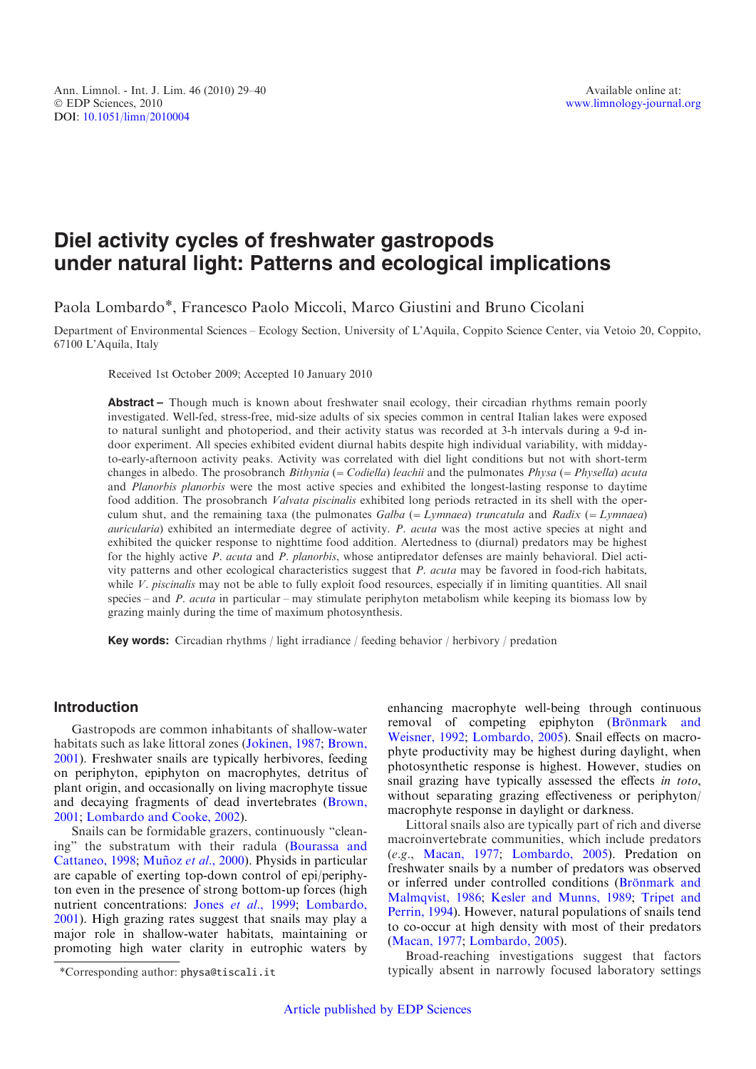# Diel activity cycles of freshwater gastropods under natural light: Patterns and ecological implications

Paola Lombardo*, Francesco Paolo Miccoli, Marco Giustini and Bruno Cicolani

Department of Environmental Sciences – Ecology Section, University of L'Aquila, Coppito Science Center, via Vetoio 20, Coppito, 67100 L'Aquila, Italy

Received 1st October 2009; Accepted 10 January 2010

**Abstract** – Though much is known about freshwater snail ecology, their circadian rhythms remain poorly investigated. Well-fed, stress-free, mid-size adults of six species common in central Italian lakes were exposed to natural sunlight and photoperiod, and their activity status was recorded at 3-h intervals during a 9-d indoor experiment. All species exhibited evident diurnal habits despite high individual variability, with midday-to-early-afternoon activity peaks. Activity was correlated with diel light conditions but not with short-term changes in albedo. The prosobranch *Bithynia* (= *Codiella*) *leachii* and the pulmonates *Physa* (= *Physella*) *acuta* and *Planorbis planorbis* were the most active species and exhibited the longest-lasting response to daytime food addition. The prosobranch *Valvata piscinalis* exhibited long periods retracted in its shell with the operculum shut, and the remaining taxa (the pulmonates *Galba* (= *Lymnaea*) *truncatula* and *Radix* (= *Lymnaea*) *auricularia*) exhibited an intermediate degree of activity. *P. acuta* was the most active species at night and exhibited the quicker response to nighttime food addition. Alertedness to (diurnal) predators may be highest for the highly active *P. acuta* and *P. planorbis*, whose antipredator defenses are mainly behavioral. Diel activity patterns and other ecological characteristics suggest that *P. acuta* may be favored in food-rich habitats, while *V. piscinalis* may not be able to fully exploit food resources, especially if in limiting quantities. All snail species – and *P. acuta* in particular – may stimulate periphyton metabolism while keeping its biomass low by grazing mainly during the time of maximum photosynthesis.

**Key words:** Circadian rhythms / light irradiance / feeding behavior / herbivory / predation

## Introduction

Gastropods are common inhabitants of shallow-water habitats such as lake littoral zones (Jokinen, 1987; Brown, 2001). Freshwater snails are typically herbivores, feeding on periphyton, epiphyton on macrophytes, detritus of plant origin, and occasionally on living macrophyte tissue and decaying fragments of dead invertebrates (Brown, 2001; Lombardo and Cooke, 2002).

Snails can be formidable grazers, continuously "cleaning" the substratum with their radula (Bourassa and Cattaneo, 1998; Muñoz *et al*., 2000). Physids in particular are capable of exerting top-down control of epi/periphyton even in the presence of strong bottom-up forces (high nutrient concentrations: Jones *et al*., 1999; Lombardo, 2001). High grazing rates suggest that snails may play a major role in shallow-water habitats, maintaining or promoting high water clarity in eutrophic waters by enhancing macrophyte well-being through continuous removal of competing epiphyton (Brönmark and Weisner, 1992; Lombardo, 2005). Snail effects on macrophyte productivity may be highest during daylight, when photosynthetic response is highest. However, studies on snail grazing have typically assessed the effects *in toto*, without separating grazing effectiveness or periphyton/macrophyte response in daylight or darkness.

Littoral snails also are typically part of rich and diverse macroinvertebrate communities, which include predators (*e.g*., Macan, 1977; Lombardo, 2005). Predation on freshwater snails by a number of predators was observed or inferred under controlled conditions (Brönmark and Malmqvist, 1986; Kesler and Munns, 1989; Tripet and Perrin, 1994). However, natural populations of snails tend to co-occur at high density with most of their predators (Macan, 1977; Lombardo, 2005).

Broad-reaching investigations suggest that factors typically absent in narrowly focused laboratory settings

*Corresponding author: physa@tiscali.it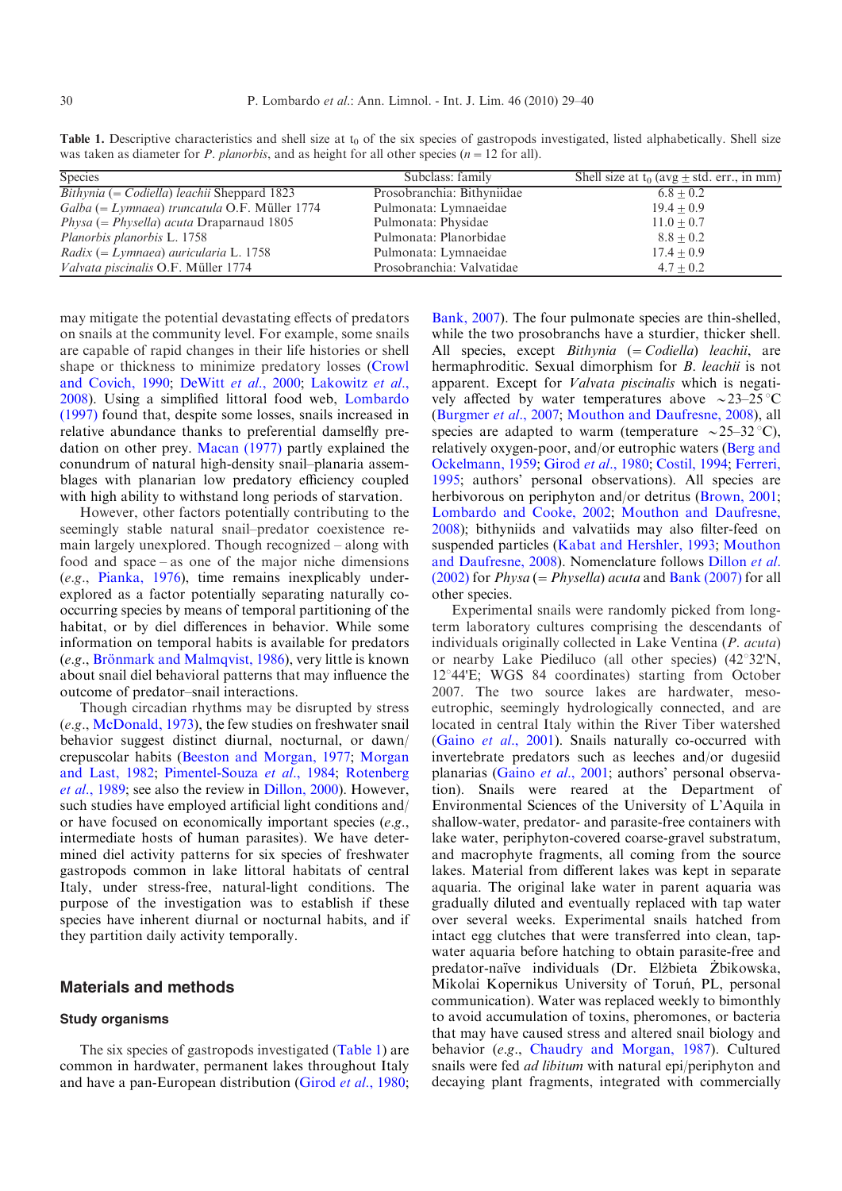**Table 1.** Descriptive characteristics and shell size at $t_0$ of the six species of gastropods investigated, listed alphabetically. Shell size was taken as diameter for *P. planorbis*, and as height for all other species ($n = 12$ for all).

| Species | Subclass: family | Shell size at $t_0$ (avg ± std. err., in mm) |
|---|---|---|
| *Bithynia* (= *Codiella*) *leachii* Sheppard 1823 | Prosobranchia: Bithyniidae | 6.8 ± 0.2 |
| *Galba* (= *Lymnaea*) *truncatula* O.F. Müller 1774 | Pulmonata: Lymnaeidae | 19.4 ± 0.9 |
| *Physa* (= *Physella*) *acuta* Draparnaud 1805 | Pulmonata: Physidae | 11.0 ± 0.7 |
| *Planorbis planorbis* L. 1758 | Pulmonata: Planorbidae | 8.8 ± 0.2 |
| *Radix* (= *Lymnaea*) *auricularia* L. 1758 | Pulmonata: Lymnaeidae | 17.4 ± 0.9 |
| *Valvata piscinalis* O.F. Müller 1774 | Prosobranchia: Valvatidae | 4.7 ± 0.2 |

may mitigate the potential devastating effects of predators on snails at the community level. For example, some snails are capable of rapid changes in their life histories or shell shape or thickness to minimize predatory losses (Crowl and Covich, 1990; DeWitt *et al.*, 2000; Lakowitz *et al.*, 2008). Using a simplified littoral food web, Lombardo (1997) found that, despite some losses, snails increased in relative abundance thanks to preferential damselfly predation on other prey. Macan (1977) partly explained the conundrum of natural high-density snail–planaria assemblages with planarian low predatory efficiency coupled with high ability to withstand long periods of starvation.

However, other factors potentially contributing to the seemingly stable natural snail–predator coexistence remain largely unexplored. Though recognized – along with food and space – as one of the major niche dimensions (*e.g.*, Pianka, 1976), time remains inexplicably underexplored as a factor potentially separating naturally co-occurring species by means of temporal partitioning of the habitat, or by diel differences in behavior. While some information on temporal habits is available for predators (*e.g.*, Brönmark and Malmqvist, 1986), very little is known about snail diel behavioral patterns that may influence the outcome of predator–snail interactions.

Though circadian rhythms may be disrupted by stress (*e.g.*, McDonald, 1973), the few studies on freshwater snail behavior suggest distinct diurnal, nocturnal, or dawn/crepuscolar habits (Beeston and Morgan, 1977; Morgan and Last, 1982; Pimentel-Souza *et al.*, 1984; Rotenberg *et al.*, 1989; see also the review in Dillon, 2000). However, such studies have employed artificial light conditions and/or have focused on economically important species (*e.g.*, intermediate hosts of human parasites). We have determined diel activity patterns for six species of freshwater gastropods common in lake littoral habitats of central Italy, under stress-free, natural-light conditions. The purpose of the investigation was to establish if these species have inherent diurnal or nocturnal habits, and if they partition daily activity temporally.

## Materials and methods

### Study organisms

The six species of gastropods investigated (Table 1) are common in hardwater, permanent lakes throughout Italy and have a pan-European distribution (Girod *et al.*, 1980; Bank, 2007). The four pulmonate species are thin-shelled, while the two prosobranchs have a sturdier, thicker shell. All species, except *Bithynia* (= *Codiella*) *leachii*, are hermaphroditic. Sexual dimorphism for *B. leachii* is not apparent. Except for *Valvata piscinalis* which is negatively affected by water temperatures above ~23–25 °C (Burgmer *et al.*, 2007; Mouthon and Daufresne, 2008), all species are adapted to warm (temperature ~25–32 °C), relatively oxygen-poor, and/or eutrophic waters (Berg and Ockelmann, 1959; Girod *et al.*, 1980; Costil, 1994; Ferreri, 1995; authors' personal observations). All species are herbivorous on periphyton and/or detritus (Brown, 2001; Lombardo and Cooke, 2002; Mouthon and Daufresne, 2008); bithyniids and valvatiids may also filter-feed on suspended particles (Kabat and Hershler, 1993; Mouthon and Daufresne, 2008). Nomenclature follows Dillon *et al.* (2002) for *Physa* (= *Physella*) *acuta* and Bank (2007) for all other species.

Experimental snails were randomly picked from long-term laboratory cultures comprising the descendants of individuals originally collected in Lake Ventina (*P. acuta*) or nearby Lake Piediluco (all other species) (42°32'N, 12°44'E; WGS 84 coordinates) starting from October 2007. The two source lakes are hardwater, meso-eutrophic, seemingly hydrologically connected, and are located in central Italy within the River Tiber watershed (Gaino *et al.*, 2001). Snails naturally co-occurred with invertebrate predators such as leeches and/or dugesiid planarias (Gaino *et al.*, 2001; authors' personal observation). Snails were reared at the Department of Environmental Sciences of the University of L'Aquila in shallow-water, predator- and parasite-free containers with lake water, periphyton-covered coarse-gravel substratum, and macrophyte fragments, all coming from the source lakes. Material from different lakes was kept in separate aquaria. The original lake water in parent aquaria was gradually diluted and eventually replaced with tap water over several weeks. Experimental snails hatched from intact egg clutches that were transferred into clean, tap-water aquaria before hatching to obtain parasite-free and predator-naïve individuals (Dr. Elżbieta Żbikowska, Mikolai Kopernikus University of Toruń, PL, personal communication). Water was replaced weekly to bimonthly to avoid accumulation of toxins, pheromones, or bacteria that may have caused stress and altered snail biology and behavior (*e.g.*, Chaudry and Morgan, 1987). Cultured snails were fed *ad libitum* with natural epi/periphyton and decaying plant fragments, integrated with commercially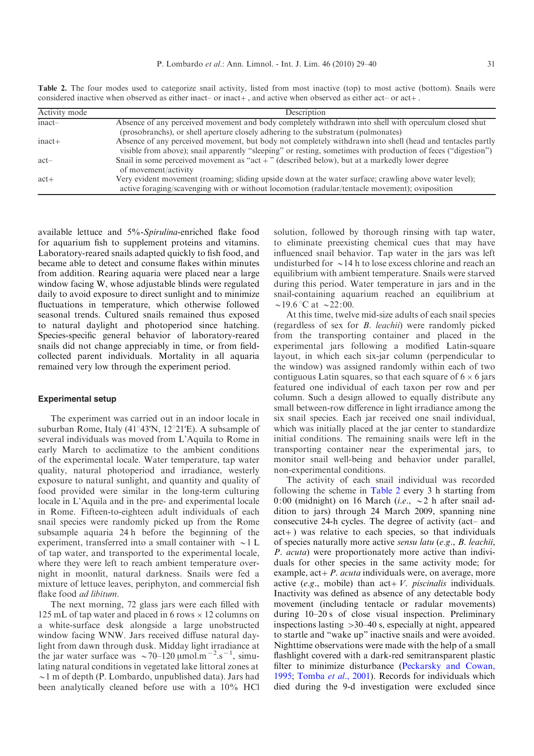**Table 2.** The four modes used to categorize snail activity, listed from most inactive (top) to most active (bottom). Snails were considered inactive when observed as either inact– or inact+, and active when observed as either act– or act+.

| Activity mode | Description |
|---|---|
| inact– | Absence of any perceived movement and body completely withdrawn into shell with operculum closed shut (prosobranchs), or shell aperture closely adhering to the substratum (pulmonates) |
| inact+ | Absence of any perceived movement, but body not completely withdrawn into shell (head and tentacles partly visible from above); snail apparently "sleeping" or resting, sometimes with production of feces ("digestion") |
| act– | Snail in some perceived movement as "act+" (described below), but at a markedly lower degree of movement/activity |
| act+ | Very evident movement (roaming; sliding upside down at the water surface; crawling above water level); active foraging/scavenging with or without locomotion (radular/tentacle movement); oviposition |

available lettuce and 5%-*Spirulina*-enriched flake food for aquarium fish to supplement proteins and vitamins. Laboratory-reared snails adapted quickly to fish food, and became able to detect and consume flakes within minutes from addition. Rearing aquaria were placed near a large window facing W, whose adjustable blinds were regulated daily to avoid exposure to direct sunlight and to minimize fluctuations in temperature, which otherwise followed seasonal trends. Cultured snails remained thus exposed to natural daylight and photoperiod since hatching. Species-specific general behavior of laboratory-reared snails did not change appreciably in time, or from field-collected parent individuals. Mortality in all aquaria remained very low through the experiment period.

### Experimental setup

The experiment was carried out in an indoor locale in suburban Rome, Italy (41°43'N, 12°21'E). A subsample of several individuals was moved from L'Aquila to Rome in early March to acclimatize to the ambient conditions of the experimental locale. Water temperature, tap water quality, natural photoperiod and irradiance, westerly exposure to natural sunlight, and quantity and quality of food provided were similar in the long-term culturing locale in L'Aquila and in the pre- and experimental locale in Rome. Fifteen-to-eighteen adult individuals of each snail species were randomly picked up from the Rome subsample aquaria 24 h before the beginning of the experiment, transferred into a small container with ~1 L of tap water, and transported to the experimental locale, where they were left to reach ambient temperature overnight in moonlit, natural darkness. Snails were fed a mixture of lettuce leaves, periphyton, and commercial fish flake food *ad libitum*.

The next morning, 72 glass jars were each filled with 125 mL of tap water and placed in 6 rows × 12 columns on a white-surface desk alongside a large unobstructed window facing WNW. Jars received diffuse natural daylight from dawn through dusk. Midday light irradiance at the jar water surface was ~70–120 μmol.m$^{-2}$.s$^{-1}$, simulating natural conditions in vegetated lake littoral zones at ~1 m of depth (P. Lombardo, unpublished data). Jars had been analytically cleaned before use with a 10% HCl solution, followed by thorough rinsing with tap water, to eliminate preexisting chemical cues that may have influenced snail behavior. Tap water in the jars was left undisturbed for ~14 h to lose excess chlorine and reach an equilibrium with ambient temperature. Snails were starved during this period. Water temperature in jars and in the snail-containing aquarium reached an equilibrium at ~19.6 °C at ~22:00.

At this time, twelve mid-size adults of each snail species (regardless of sex for *B. leachii*) were randomly picked from the transporting container and placed in the experimental jars following a modified Latin-square layout, in which each six-jar column (perpendicular to the window) was assigned randomly within each of two contiguous Latin squares, so that each square of 6 × 6 jars featured one individual of each taxon per row and per column. Such a design allowed to equally distribute any small between-row difference in light irradiance among the six snail species. Each jar received one snail individual, which was initially placed at the jar center to standardize initial conditions. The remaining snails were left in the transporting container near the experimental jars, to monitor snail well-being and behavior under parallel, non-experimental conditions.

The activity of each snail individual was recorded following the scheme in Table 2 every 3 h starting from 0:00 (midnight) on 16 March (*i.e.*, ~2 h after snail addition to jars) through 24 March 2009, spanning nine consecutive 24-h cycles. The degree of activity (act– and act+) was relative to each species, so that individuals of species naturally more active *sensu latu* (*e.g.*, *B. leachii*, *P. acuta*) were proportionately more active than individuals for other species in the same activity mode; for example, act+ *P. acuta* individuals were, on average, more active (*e.g.*, mobile) than act+ *V. piscinalis* individuals. Inactivity was defined as absence of any detectable body movement (including tentacle or radular movements) during 10–20 s of close visual inspection. Preliminary inspections lasting >30–40 s, especially at night, appeared to startle and "wake up" inactive snails and were avoided. Nighttime observations were made with the help of a small flashlight covered with a dark-red semitransparent plastic filter to minimize disturbance (Peckarsky and Cowan, 1995; Tomba *et al*., 2001). Records for individuals which died during the 9-d investigation were excluded since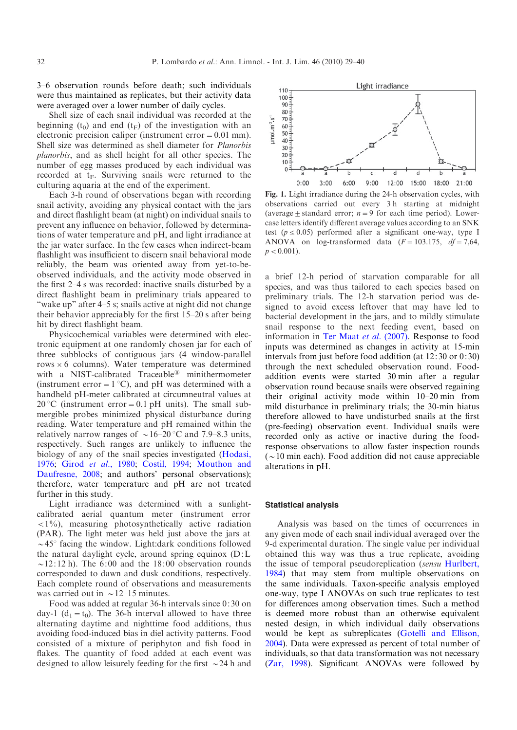3–6 observation rounds before death; such individuals were thus maintained as replicates, but their activity data were averaged over a lower number of daily cycles.

Shell size of each snail individual was recorded at the beginning ($t_0$) and end ($t_F$) of the investigation with an electronic precision caliper (instrument error = 0.01 mm). Shell size was determined as shell diameter for *Planorbis planorbis*, and as shell height for all other species. The number of egg masses produced by each individual was recorded at $t_F$. Surviving snails were returned to the culturing aquaria at the end of the experiment.

Each 3-h round of observations began with recording snail activity, avoiding any physical contact with the jars and direct flashlight beam (at night) on individual snails to prevent any influence on behavior, followed by determinations of water temperature and pH, and light irradiance at the jar water surface. In the few cases when indirect-beam flashlight was insufficient to discern snail behavioral mode reliably, the beam was oriented away from yet-to-be-observed individuals, and the activity mode observed in the first 2–4 s was recorded: inactive snails disturbed by a direct flashlight beam in preliminary trials appeared to "wake up" after 4–5 s; snails active at night did not change their behavior appreciably for the first 15–20 s after being hit by direct flashlight beam.

Physicochemical variables were determined with electronic equipment at one randomly chosen jar for each of three subblocks of contiguous jars (4 window-parallel rows × 6 columns). Water temperature was determined with a NIST-calibrated Traceable® minithermometer (instrument error = 1 °C), and pH was determined with a handheld pH-meter calibrated at circumneutral values at 20 °C (instrument error = 0.1 pH units). The small submergible probes minimized physical disturbance during reading. Water temperature and pH remained within the relatively narrow ranges of ~16–20 °C and 7.9–8.3 units, respectively. Such ranges are unlikely to influence the biology of any of the snail species investigated (Hodasi, 1976; Girod *et al.*, 1980; Costil, 1994; Mouthon and Daufresne, 2008; and authors' personal observations); therefore, water temperature and pH are not treated further in this study.

Light irradiance was determined with a sunlight-calibrated aerial quantum meter (instrument error <1%), measuring photosynthetically active radiation (PAR). The light meter was held just above the jars at ~45° facing the window. Light:dark conditions followed the natural daylight cycle, around spring equinox (D:L ~12:12 h). The 6:00 and the 18:00 observation rounds corresponded to dawn and dusk conditions, respectively. Each complete round of observations and measurements was carried out in ~12–15 minutes.

Food was added at regular 36-h intervals since 0:30 on day-1 ($d_1 = t_0$). The 36-h interval allowed to have three alternating daytime and nighttime food additions, thus avoiding food-induced bias in diel activity patterns. Food consisted of a mixture of periphyton and fish food in flakes. The quantity of food added at each event was designed to allow leisurely feeding for the first ~24 h and

**Fig. 1.** Light irradiance during the 24-h observation cycles, with observations carried out every 3 h starting at midnight (average ± standard error; $n = 9$ for each time period). Lower-case letters identify different average values according to an SNK test ($p \leq 0.05$) performed after a significant one-way, type I ANOVA on log-transformed data ($F = 103.175$, $df = 7{,}64$, $p < 0.001$).

a brief 12-h period of starvation comparable for all species, and was thus tailored to each species based on preliminary trials. The 12-h starvation period was designed to avoid excess leftover that may have led to bacterial development in the jars, and to mildly stimulate snail response to the next feeding event, based on information in Ter Maat *et al.* (2007). Response to food inputs was determined as changes in activity at 15-min intervals from just before food addition (at 12:30 or 0:30) through the next scheduled observation round. Food-addition events were started 30 min after a regular observation round because snails were observed regaining their original activity mode within 10–20 min from mild disturbance in preliminary trials; the 30-min hiatus therefore allowed to have undisturbed snails at the first (pre-feeding) observation event. Individual snails were recorded only as active or inactive during the food-response observations to allow faster inspection rounds (~10 min each). Food addition did not cause appreciable alterations in pH.

## Statistical analysis

Analysis was based on the times of occurrences in any given mode of each snail individual averaged over the 9-d experimental duration. The single value per individual obtained this way was thus a true replicate, avoiding the issue of temporal pseudoreplication (*sensu* Hurlbert, 1984) that may stem from multiple observations on the same individuals. Taxon-specific analysis employed one-way, type I ANOVAs on such true replicates to test for differences among observation times. Such a method is deemed more robust than an otherwise equivalent nested design, in which individual daily observations would be kept as subreplicates (Gotelli and Ellison, 2004). Data were expressed as percent of total number of individuals, so that data transformation was not necessary (Zar, 1998). Significant ANOVAs were followed by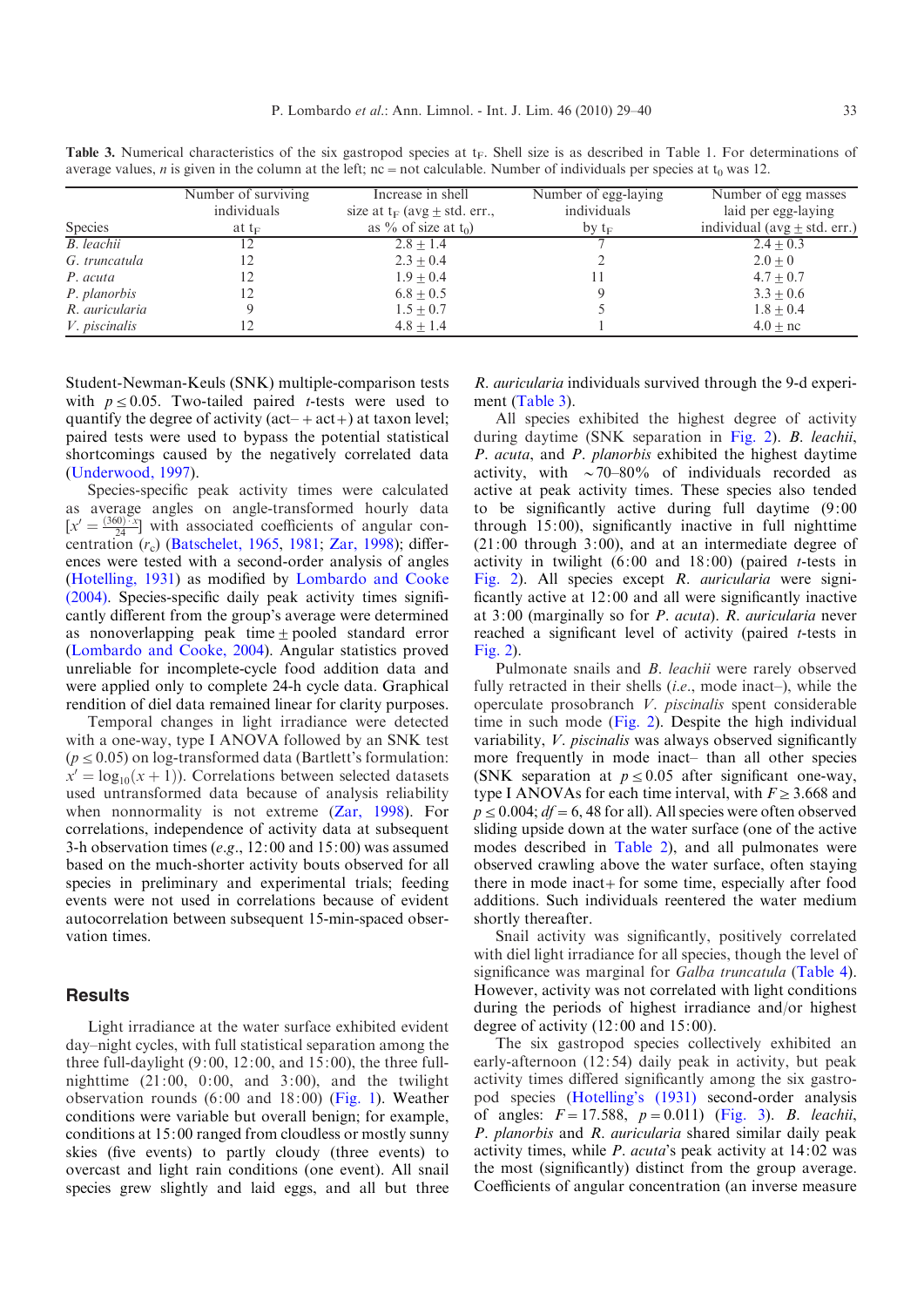**Table 3.** Numerical characteristics of the six gastropod species at $t_F$. Shell size is as described in Table 1. For determinations of average values, $n$ is given in the column at the left; nc = not calculable. Number of individuals per species at $t_0$ was 12.

| Species | Number of surviving individuals at $t_F$ | Increase in shell size at $t_F$ (avg ± std. err., as % of size at $t_0$) | Number of egg-laying individuals by $t_F$ | Number of egg masses laid per egg-laying individual (avg ± std. err.) |
|---|---|---|---|---|
| *B. leachii* | 12 | 2.8 ± 1.4 | 7 | 2.4 ± 0.3 |
| *G. truncatula* | 12 | 2.3 ± 0.4 | 2 | 2.0 ± 0 |
| *P. acuta* | 12 | 1.9 ± 0.4 | 11 | 4.7 ± 0.7 |
| *P. planorbis* | 12 | 6.8 ± 0.5 | 9 | 3.3 ± 0.6 |
| *R. auricularia* | 9 | 1.5 ± 0.7 | 5 | 1.8 ± 0.4 |
| *V. piscinalis* | 12 | 4.8 ± 1.4 | 1 | 4.0 ± nc |

Student-Newman-Keuls (SNK) multiple-comparison tests with $p \leq 0.05$. Two-tailed paired $t$-tests were used to quantify the degree of activity (act– + act+) at taxon level; paired tests were used to bypass the potential statistical shortcomings caused by the negatively correlated data (Underwood, 1997).

Species-specific peak activity times were calculated as average angles on angle-transformed hourly data $[x' = \frac{(360) \cdot x}{24}]$ with associated coefficients of angular concentration ($r_c$) (Batschelet, 1965, 1981; Zar, 1998); differences were tested with a second-order analysis of angles (Hotelling, 1931) as modified by Lombardo and Cooke (2004). Species-specific daily peak activity times significantly different from the group's average were determined as nonoverlapping peak time ± pooled standard error (Lombardo and Cooke, 2004). Angular statistics proved unreliable for incomplete-cycle food addition data and were applied only to complete 24-h cycle data. Graphical rendition of diel data remained linear for clarity purposes.

Temporal changes in light irradiance were detected with a one-way, type I ANOVA followed by an SNK test ($p \leq 0.05$) on log-transformed data (Bartlett's formulation: $x' = \log_{10}(x + 1)$). Correlations between selected datasets used untransformed data because of analysis reliability when nonnormality is not extreme (Zar, 1998). For correlations, independence of activity data at subsequent 3-h observation times (*e.g.*, 12:00 and 15:00) was assumed based on the much-shorter activity bouts observed for all species in preliminary and experimental trials; feeding events were not used in correlations because of evident autocorrelation between subsequent 15-min-spaced observation times.

## Results

Light irradiance at the water surface exhibited evident day–night cycles, with full statistical separation among the three full-daylight (9:00, 12:00, and 15:00), the three full-nighttime (21:00, 0:00, and 3:00), and the twilight observation rounds (6:00 and 18:00) (Fig. 1). Weather conditions were variable but overall benign; for example, conditions at 15:00 ranged from cloudless or mostly sunny skies (five events) to partly cloudy (three events) to overcast and light rain conditions (one event). All snail species grew slightly and laid eggs, and all but three *R. auricularia* individuals survived through the 9-d experiment (Table 3).

All species exhibited the highest degree of activity during daytime (SNK separation in Fig. 2). *B. leachii*, *P. acuta*, and *P. planorbis* exhibited the highest daytime activity, with ~70–80% of individuals recorded as active at peak activity times. These species also tended to be significantly active during full daytime (9:00 through 15:00), significantly inactive in full nighttime (21:00 through 3:00), and at an intermediate degree of activity in twilight (6:00 and 18:00) (paired $t$-tests in Fig. 2). All species except *R. auricularia* were significantly active at 12:00 and all were significantly inactive at 3:00 (marginally so for *P. acuta*). *R. auricularia* never reached a significant level of activity (paired $t$-tests in Fig. 2).

Pulmonate snails and *B. leachii* were rarely observed fully retracted in their shells (*i.e.*, mode inact–), while the operculate prosobranch *V. piscinalis* spent considerable time in such mode (Fig. 2). Despite the high individual variability, *V. piscinalis* was always observed significantly more frequently in mode inact– than all other species (SNK separation at $p \leq 0.05$ after significant one-way, type I ANOVAs for each time interval, with $F \geq 3.668$ and $p \leq 0.004$; $df = 6, 48$ for all). All species were often observed sliding upside down at the water surface (one of the active modes described in Table 2), and all pulmonates were observed crawling above the water surface, often staying there in mode inact+ for some time, especially after food additions. Such individuals reentered the water medium shortly thereafter.

Snail activity was significantly, positively correlated with diel light irradiance for all species, though the level of significance was marginal for *Galba truncatula* (Table 4). However, activity was not correlated with light conditions during the periods of highest irradiance and/or highest degree of activity (12:00 and 15:00).

The six gastropod species collectively exhibited an early-afternoon (12:54) daily peak in activity, but peak activity times differed significantly among the six gastropod species (Hotelling's (1931) second-order analysis of angles: $F = 17.588$, $p = 0.011$) (Fig. 3). *B. leachii*, *P. planorbis* and *R. auricularia* shared similar daily peak activity times, while *P. acuta*'s peak activity at 14:02 was the most (significantly) distinct from the group average. Coefficients of angular concentration (an inverse measure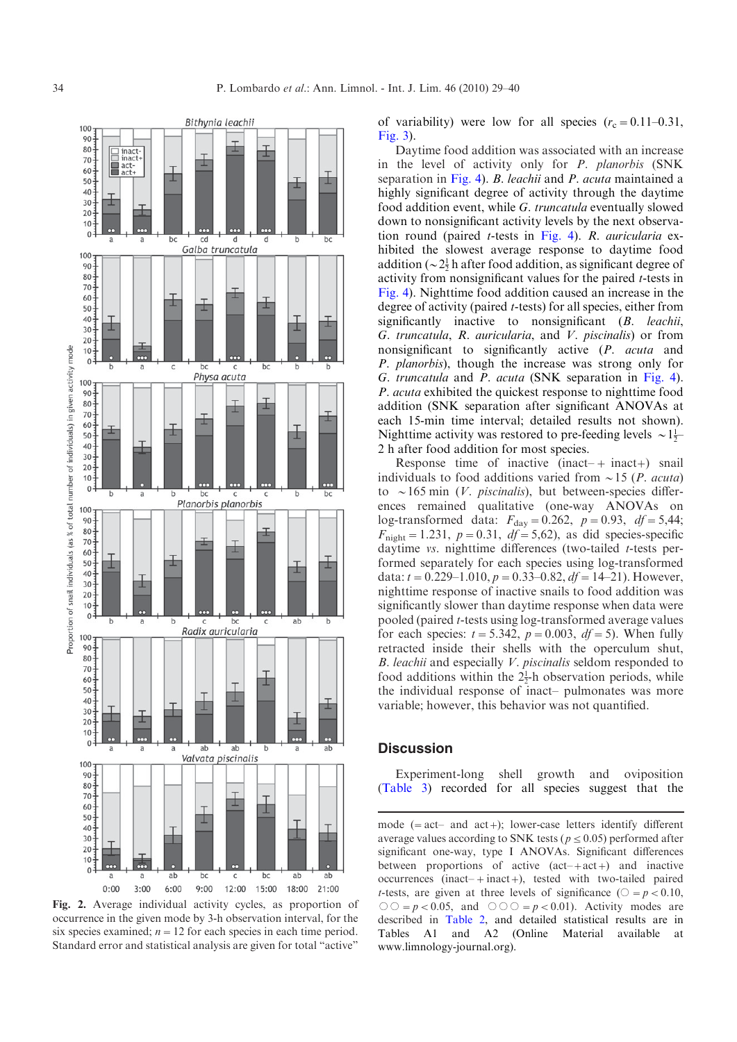of variability) were low for all species ($r_c = 0.11$–$0.31$, Fig. 3).

Daytime food addition was associated with an increase in the level of activity only for *P. planorbis* (SNK separation in Fig. 4). *B. leachii* and *P. acuta* maintained a highly significant degree of activity through the daytime food addition event, while *G. truncatula* eventually slowed down to nonsignificant activity levels by the next observation round (paired *t*-tests in Fig. 4). *R. auricularia* exhibited the slowest average response to daytime food addition (~$2\frac{1}{2}$ h after food addition, as significant degree of activity from nonsignificant values for the paired *t*-tests in Fig. 4). Nighttime food addition caused an increase in the degree of activity (paired *t*-tests) for all species, either from significantly inactive to nonsignificant (*B. leachii*, *G. truncatula*, *R. auricularia*, and *V. piscinalis*) or from nonsignificant to significantly active (*P. acuta* and *P. planorbis*), though the increase was strong only for *G. truncatula* and *P. acuta* (SNK separation in Fig. 4). *P. acuta* exhibited the quickest response to nighttime food addition (SNK separation after significant ANOVAs at each 15-min time interval; detailed results not shown). Nighttime activity was restored to pre-feeding levels ~$1\frac{1}{2}$–2 h after food addition for most species.

Response time of inactive (inact– + inact+) snail individuals to food additions varied from ~15 (*P. acuta*) to ~165 min (*V. piscinalis*), but between-species differences remained qualitative (one-way ANOVAs on log-transformed data: $F_{day} = 0.262$, $p = 0.93$, $df = 5{,}44$; $F_{night} = 1.231$, $p = 0.31$, $df = 5{,}62$), as did species-specific daytime *vs.* nighttime differences (two-tailed *t*-tests performed separately for each species using log-transformed data: $t = 0.229$–$1.010$, $p = 0.33$–$0.82$, $df = 14$–$21$). However, nighttime response of inactive snails to food addition was significantly slower than daytime response when data were pooled (paired *t*-tests using log-transformed average values for each species: $t = 5.342$, $p = 0.003$, $df = 5$). When fully retracted inside their shells with the operculum shut, *B. leachii* and especially *V. piscinalis* seldom responded to food additions within the $2\frac{1}{2}$-h observation periods, while the individual response of inact– pulmonates was more variable; however, this behavior was not quantified.

**Fig. 2.** Average individual activity cycles, as proportion of occurrence in the given mode by 3-h observation interval, for the six species examined; $n = 12$ for each species in each time period. Standard error and statistical analysis are given for total "active" mode (= act– and act+); lower-case letters identify different average values according to SNK tests ($p \leq 0.05$) performed after significant one-way, type I ANOVAs. Significant differences between proportions of active (act– + act+) and inactive occurrences (inact– + inact+), tested with two-tailed paired *t*-tests, are given at three levels of significance (○ = $p < 0.10$, ○○ = $p < 0.05$, and ○○○ = $p < 0.01$). Activity modes are described in Table 2, and detailed statistical results are in Tables A1 and A2 (Online Material available at www.limnology-journal.org).

## Discussion

Experiment-long shell growth and oviposition (Table 3) recorded for all species suggest that the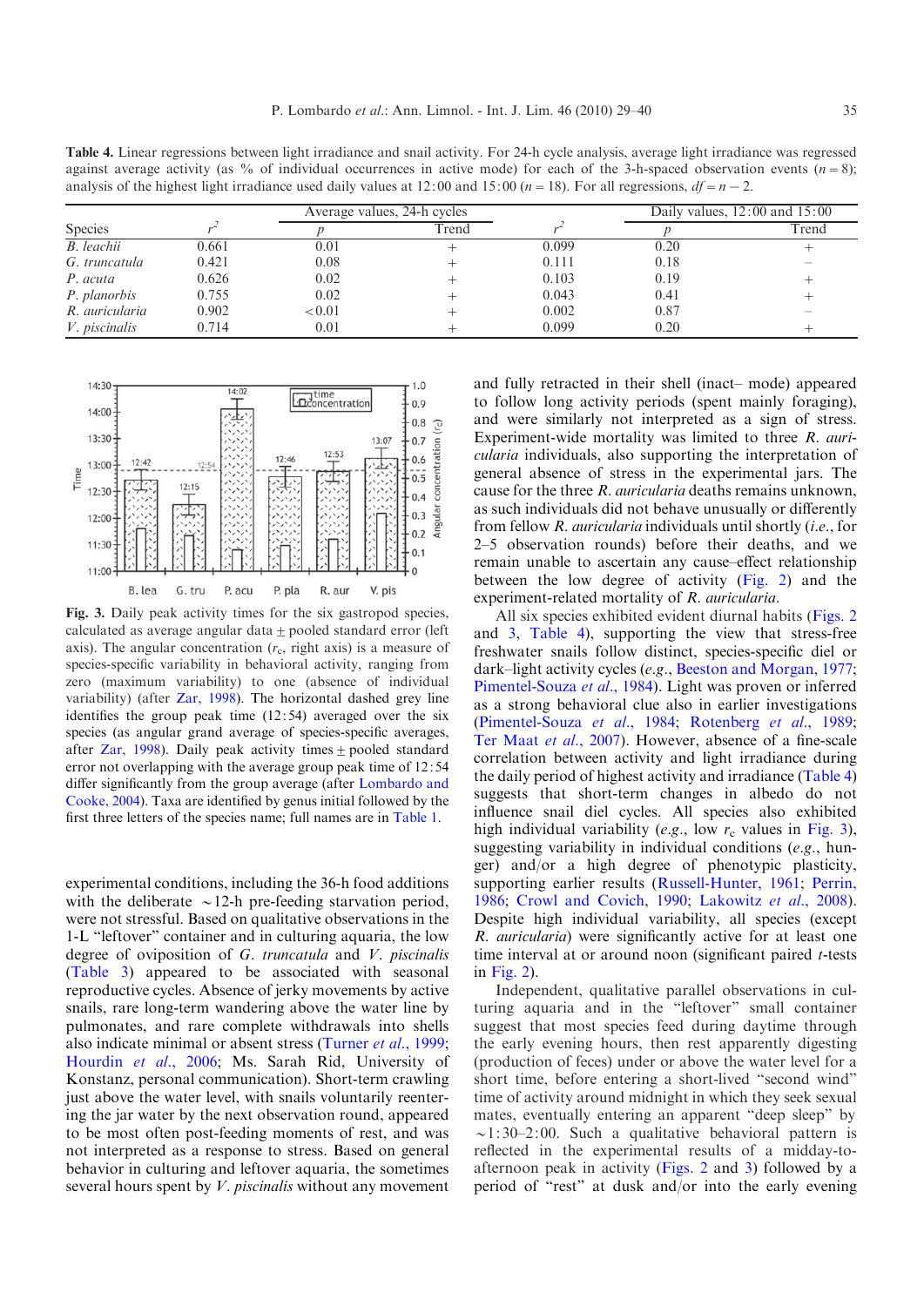**Table 4.** Linear regressions between light irradiance and snail activity. For 24-h cycle analysis, average light irradiance was regressed against average activity (as % of individual occurrences in active mode) for each of the 3-h-spaced observation events ($n = 8$); analysis of the highest light irradiance used daily values at 12:00 and 15:00 ($n = 18$). For all regressions, $df = n - 2$.

| Species | Average values, 24-h cycles | | | Daily values, 12:00 and 15:00 | | |
|---|---|---|---|---|---|---|
| | $r^2$ | $p$ | Trend | $r^2$ | $p$ | Trend |
| *B. leachii* | 0.661 | 0.01 | + | 0.099 | 0.20 | + |
| *G. truncatula* | 0.421 | 0.08 | + | 0.111 | 0.18 | − |
| *P. acuta* | 0.626 | 0.02 | + | 0.103 | 0.19 | + |
| *P. planorbis* | 0.755 | 0.02 | + | 0.043 | 0.41 | + |
| *R. auricularia* | 0.902 | <0.01 | + | 0.002 | 0.87 | − |
| *V. piscinalis* | 0.714 | 0.01 | + | 0.099 | 0.20 | + |

**Fig. 3.** Daily peak activity times for the six gastropod species, calculated as average angular data ± pooled standard error (left axis). The angular concentration ($r_c$, right axis) is a measure of species-specific variability in behavioral activity, ranging from zero (maximum variability) to one (absence of individual variability) (after Zar, 1998). The horizontal dashed grey line identifies the group peak time (12:54) averaged over the six species (as angular grand average of species-specific averages, after Zar, 1998). Daily peak activity times ± pooled standard error not overlapping with the average group peak time of 12:54 differ significantly from the group average (after Lombardo and Cooke, 2004). Taxa are identified by genus initial followed by the first three letters of the species name; full names are in Table 1.

experimental conditions, including the 36-h food additions with the deliberate ~12-h pre-feeding starvation period, were not stressful. Based on qualitative observations in the 1-L "leftover" container and in culturing aquaria, the low degree of oviposition of *G. truncatula* and *V. piscinalis* (Table 3) appeared to be associated with seasonal reproductive cycles. Absence of jerky movements by active snails, rare long-term wandering above the water line by pulmonates, and rare complete withdrawals into shells also indicate minimal or absent stress (Turner *et al.*, 1999; Hourdin *et al.*, 2006; Ms. Sarah Rid, University of Konstanz, personal communication). Short-term crawling just above the water level, with snails voluntarily reentering the jar water by the next observation round, appeared to be most often post-feeding moments of rest, and was not interpreted as a response to stress. Based on general behavior in culturing and leftover aquaria, the sometimes several hours spent by *V. piscinalis* without any movement and fully retracted in their shell (inact– mode) appeared to follow long activity periods (spent mainly foraging), and were similarly not interpreted as a sign of stress. Experiment-wide mortality was limited to three *R. auricularia* individuals, also supporting the interpretation of general absence of stress in the experimental jars. The cause for the three *R. auricularia* deaths remains unknown, as such individuals did not behave unusually or differently from fellow *R. auricularia* individuals until shortly (*i.e.*, for 2–5 observation rounds) before their deaths, and we remain unable to ascertain any cause–effect relationship between the low degree of activity (Fig. 2) and the experiment-related mortality of *R. auricularia*.

All six species exhibited evident diurnal habits (Figs. 2 and 3, Table 4), supporting the view that stress-free freshwater snails follow distinct, species-specific diel or dark–light activity cycles (*e.g.*, Beeston and Morgan, 1977; Pimentel-Souza *et al.*, 1984). Light was proven or inferred as a strong behavioral clue also in earlier investigations (Pimentel-Souza *et al.*, 1984; Rotenberg *et al.*, 1989; Ter Maat *et al.*, 2007). However, absence of a fine-scale correlation between activity and light irradiance during the daily period of highest activity and irradiance (Table 4) suggests that short-term changes in albedo do not influence snail diel cycles. All species also exhibited high individual variability (*e.g.*, low $r_c$ values in Fig. 3), suggesting variability in individual conditions (*e.g.*, hunger) and/or a high degree of phenotypic plasticity, supporting earlier results (Russell-Hunter, 1961; Perrin, 1986; Crowl and Covich, 1990; Lakowitz *et al.*, 2008). Despite high individual variability, all species (except *R. auricularia*) were significantly active for at least one time interval at or around noon (significant paired *t*-tests in Fig. 2).

Independent, qualitative parallel observations in culturing aquaria and in the "leftover" small container suggest that most species feed during daytime through the early evening hours, then rest apparently digesting (production of feces) under or above the water level for a short time, before entering a short-lived "second wind" time of activity around midnight in which they seek sexual mates, eventually entering an apparent "deep sleep" by ~1:30–2:00. Such a qualitative behavioral pattern is reflected in the experimental results of a midday-to-afternoon peak in activity (Figs. 2 and 3) followed by a period of "rest" at dusk and/or into the early evening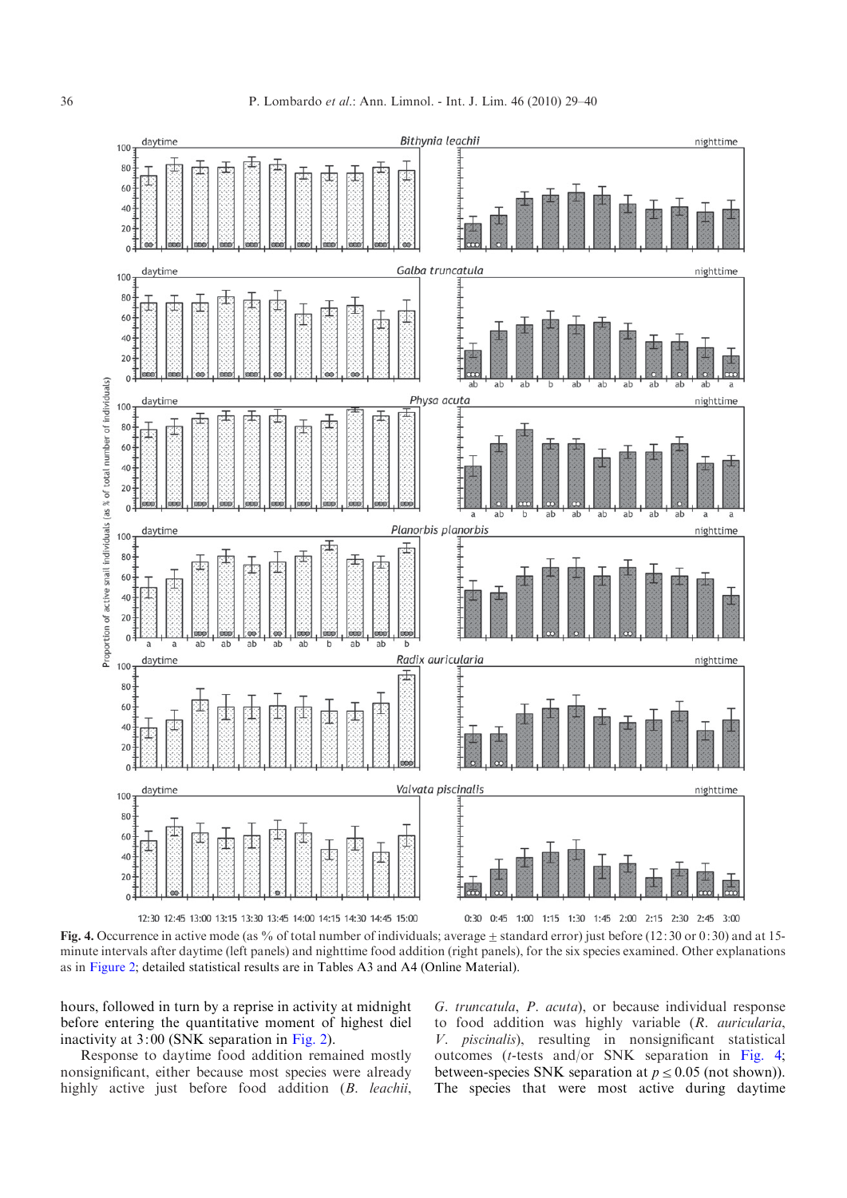**Fig. 4.** Occurrence in active mode (as % of total number of individuals; average ± standard error) just before (12:30 or 0:30) and at 15-minute intervals after daytime (left panels) and nighttime food addition (right panels), for the six species examined. Other explanations as in Figure 2; detailed statistical results are in Tables A3 and A4 (Online Material).

hours, followed in turn by a reprise in activity at midnight before entering the quantitative moment of highest diel inactivity at 3:00 (SNK separation in Fig. 2).

Response to daytime food addition remained mostly nonsignificant, either because most species were already highly active just before food addition (*B. leachii*, *G. truncatula*, *P. acuta*), or because individual response to food addition was highly variable (*R. auricularia*, *V. piscinalis*), resulting in nonsignificant statistical outcomes (*t*-tests and/or SNK separation in Fig. 4; between-species SNK separation at $p \leq 0.05$ (not shown)). The species that were most active during daytime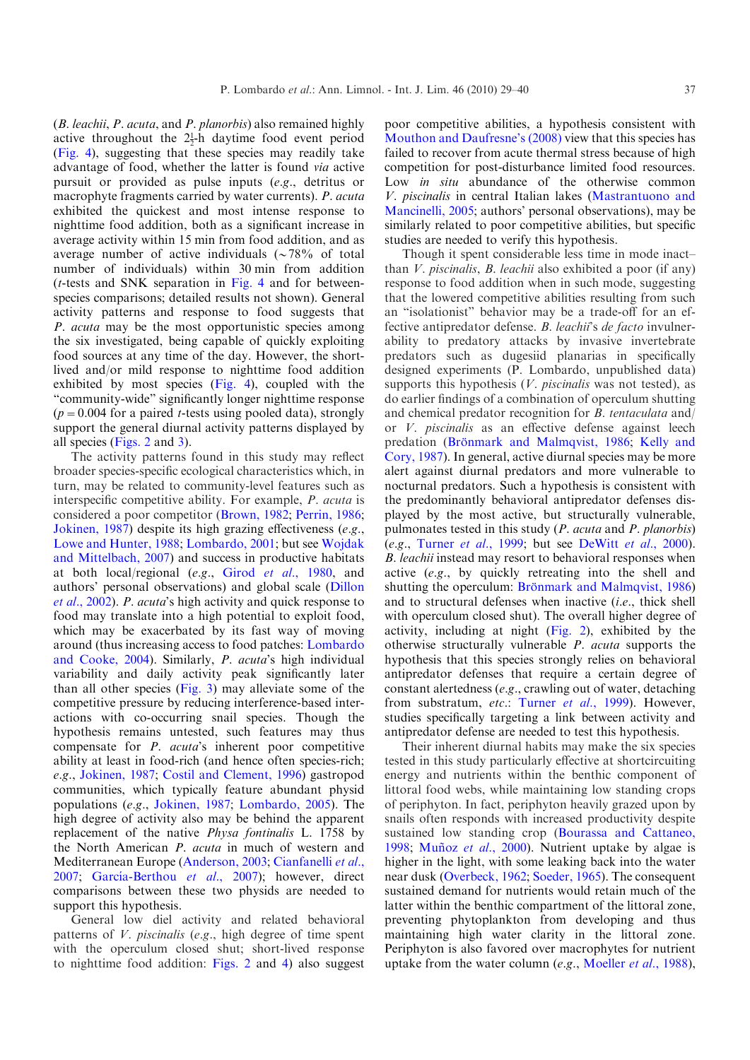(*B. leachii*, *P. acuta*, and *P. planorbis*) also remained highly active throughout the $2\frac{1}{2}$-h daytime food event period (Fig. 4), suggesting that these species may readily take advantage of food, whether the latter is found *via* active pursuit or provided as pulse inputs (*e.g.*, detritus or macrophyte fragments carried by water currents). *P. acuta* exhibited the quickest and most intense response to nighttime food addition, both as a significant increase in average activity within 15 min from food addition, and as average number of active individuals (~78% of total number of individuals) within 30 min from addition (*t*-tests and SNK separation in Fig. 4 and for between-species comparisons; detailed results not shown). General activity patterns and response to food suggests that *P. acuta* may be the most opportunistic species among the six investigated, being capable of quickly exploiting food sources at any time of the day. However, the short-lived and/or mild response to nighttime food addition exhibited by most species (Fig. 4), coupled with the "community-wide" significantly longer nighttime response ($p = 0.004$ for a paired *t*-tests using pooled data), strongly support the general diurnal activity patterns displayed by all species (Figs. 2 and 3).

The activity patterns found in this study may reflect broader species-specific ecological characteristics which, in turn, may be related to community-level features such as interspecific competitive ability. For example, *P. acuta* is considered a poor competitor (Brown, 1982; Perrin, 1986; Jokinen, 1987) despite its high grazing effectiveness (*e.g.*, Lowe and Hunter, 1988; Lombardo, 2001; but see Wojdak and Mittelbach, 2007) and success in productive habitats at both local/regional (*e.g.*, Girod *et al.*, 1980, and authors' personal observations) and global scale (Dillon *et al.*, 2002). *P. acuta*'s high activity and quick response to food may translate into a high potential to exploit food, which may be exacerbated by its fast way of moving around (thus increasing access to food patches: Lombardo and Cooke, 2004). Similarly, *P. acuta*'s high individual variability and daily activity peak significantly later than all other species (Fig. 3) may alleviate some of the competitive pressure by reducing interference-based interactions with co-occurring snail species. Though the hypothesis remains untested, such features may thus compensate for *P. acuta*'s inherent poor competitive ability at least in food-rich (and hence often species-rich; *e.g.*, Jokinen, 1987; Costil and Clement, 1996) gastropod communities, which typically feature abundant physid populations (*e.g.*, Jokinen, 1987; Lombardo, 2005). The high degree of activity also may be behind the apparent replacement of the native *Physa fontinalis* L. 1758 by the North American *P. acuta* in much of western and Mediterranean Europe (Anderson, 2003; Cianfanelli *et al.*, 2007; García-Berthou *et al.*, 2007); however, direct comparisons between these two physids are needed to support this hypothesis.

General low diel activity and related behavioral patterns of *V. piscinalis* (*e.g.*, high degree of time spent with the operculum closed shut; short-lived response to nighttime food addition: Figs. 2 and 4) also suggest poor competitive abilities, a hypothesis consistent with Mouthon and Daufresne's (2008) view that this species has failed to recover from acute thermal stress because of high competition for post-disturbance limited food resources. Low *in situ* abundance of the otherwise common *V. piscinalis* in central Italian lakes (Mastrantuono and Mancinelli, 2005; authors' personal observations), may be similarly related to poor competitive abilities, but specific studies are needed to verify this hypothesis.

Though it spent considerable less time in mode inact– than *V. piscinalis*, *B. leachii* also exhibited a poor (if any) response to food addition when in such mode, suggesting that the lowered competitive abilities resulting from such an "isolationist" behavior may be a trade-off for an effective antipredator defense. *B. leachii*'s *de facto* invulnerability to predatory attacks by invasive invertebrate predators such as dugesiid planarias in specifically designed experiments (P. Lombardo, unpublished data) supports this hypothesis (*V. piscinalis* was not tested), as do earlier findings of a combination of operculum shutting and chemical predator recognition for *B. tentaculata* and/or *V. piscinalis* as an effective defense against leech predation (Brönmark and Malmqvist, 1986; Kelly and Cory, 1987). In general, active diurnal species may be more alert against diurnal predators and more vulnerable to nocturnal predators. Such a hypothesis is consistent with the predominantly behavioral antipredator defenses displayed by the most active, but structurally vulnerable, pulmonates tested in this study (*P. acuta* and *P. planorbis*) (*e.g.*, Turner *et al.*, 1999; but see DeWitt *et al.*, 2000). *B. leachii* instead may resort to behavioral responses when active (*e.g.*, by quickly retreating into the shell and shutting the operculum: Brönmark and Malmqvist, 1986) and to structural defenses when inactive (*i.e.*, thick shell with operculum closed shut). The overall higher degree of activity, including at night (Fig. 2), exhibited by the otherwise structurally vulnerable *P. acuta* supports the hypothesis that this species strongly relies on behavioral antipredator defenses that require a certain degree of constant alertedness (*e.g.*, crawling out of water, detaching from substratum, *etc.*: Turner *et al.*, 1999). However, studies specifically targeting a link between activity and antipredator defense are needed to test this hypothesis.

Their inherent diurnal habits may make the six species tested in this study particularly effective at shortcircuiting energy and nutrients within the benthic component of littoral food webs, while maintaining low standing crops of periphyton. In fact, periphyton heavily grazed upon by snails often responds with increased productivity despite sustained low standing crop (Bourassa and Cattaneo, 1998; Muñoz *et al.*, 2000). Nutrient uptake by algae is higher in the light, with some leaking back into the water near dusk (Overbeck, 1962; Soeder, 1965). The consequent sustained demand for nutrients would retain much of the latter within the benthic compartment of the littoral zone, preventing phytoplankton from developing and thus maintaining high water clarity in the littoral zone. Periphyton is also favored over macrophytes for nutrient uptake from the water column (*e.g.*, Moeller *et al.*, 1988),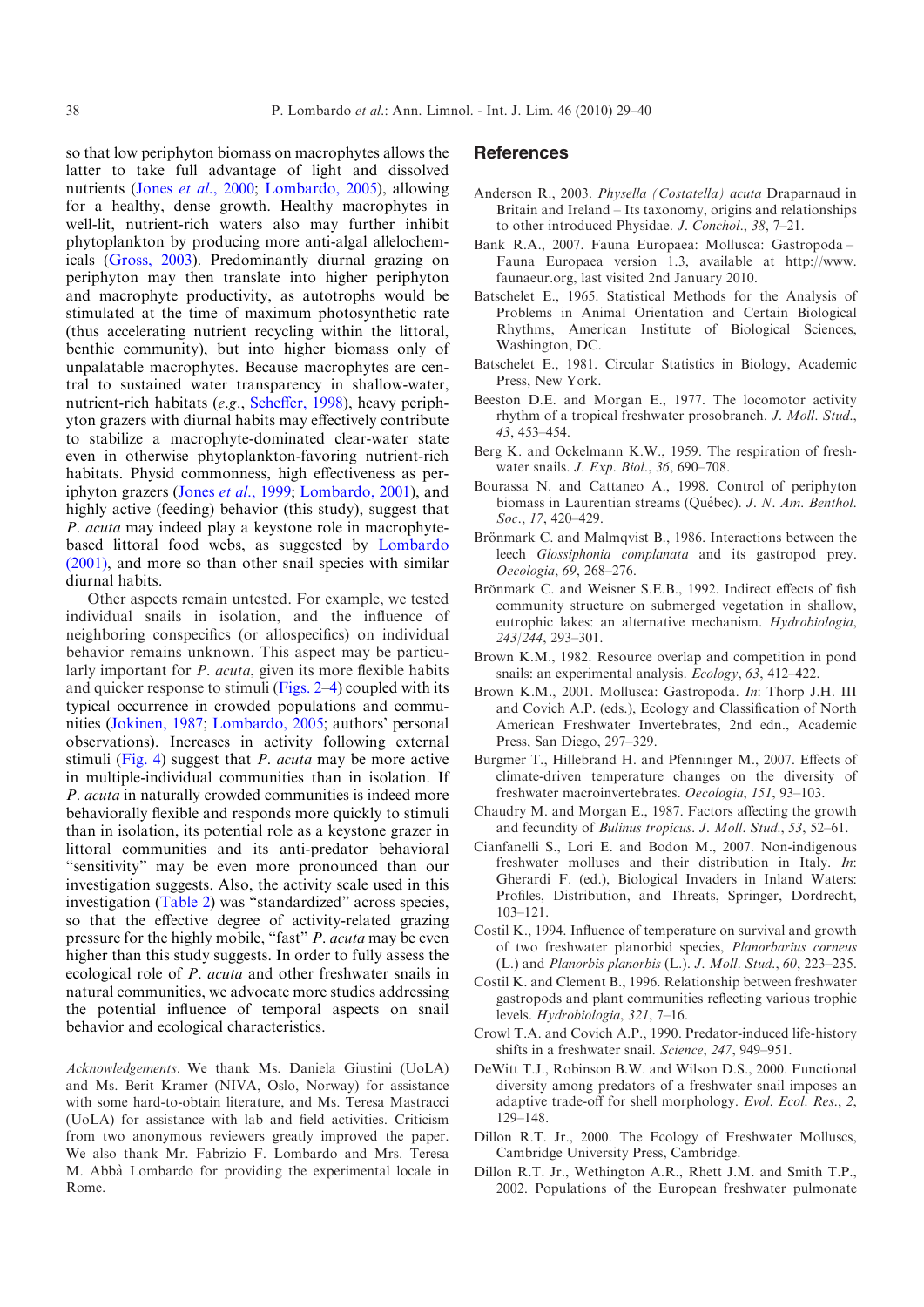so that low periphyton biomass on macrophytes allows the latter to take full advantage of light and dissolved nutrients (Jones *et al.*, 2000; Lombardo, 2005), allowing for a healthy, dense growth. Healthy macrophytes in well-lit, nutrient-rich waters also may further inhibit phytoplankton by producing more anti-algal allelochemicals (Gross, 2003). Predominantly diurnal grazing on periphyton may then translate into higher periphyton and macrophyte productivity, as autotrophs would be stimulated at the time of maximum photosynthetic rate (thus accelerating nutrient recycling within the littoral, benthic community), but into higher biomass only of unpalatable macrophytes. Because macrophytes are central to sustained water transparency in shallow-water, nutrient-rich habitats (*e.g.*, Scheffer, 1998), heavy periphyton grazers with diurnal habits may effectively contribute to stabilize a macrophyte-dominated clear-water state even in otherwise phytoplankton-favoring nutrient-rich habitats. Physid commonness, high effectiveness as periphyton grazers (Jones *et al.*, 1999; Lombardo, 2001), and highly active (feeding) behavior (this study), suggest that *P. acuta* may indeed play a keystone role in macrophyte-based littoral food webs, as suggested by Lombardo (2001), and more so than other snail species with similar diurnal habits.

Other aspects remain untested. For example, we tested individual snails in isolation, and the influence of neighboring conspecifics (or allospecifics) on individual behavior remains unknown. This aspect may be particularly important for *P. acuta*, given its more flexible habits and quicker response to stimuli (Figs. 2–4) coupled with its typical occurrence in crowded populations and communities (Jokinen, 1987; Lombardo, 2005; authors' personal observations). Increases in activity following external stimuli (Fig. 4) suggest that *P. acuta* may be more active in multiple-individual communities than in isolation. If *P. acuta* in naturally crowded communities is indeed more behaviorally flexible and responds more quickly to stimuli than in isolation, its potential role as a keystone grazer in littoral communities and its anti-predator behavioral "sensitivity" may be even more pronounced than our investigation suggests. Also, the activity scale used in this investigation (Table 2) was "standardized" across species, so that the effective degree of activity-related grazing pressure for the highly mobile, "fast" *P. acuta* may be even higher than this study suggests. In order to fully assess the ecological role of *P. acuta* and other freshwater snails in natural communities, we advocate more studies addressing the potential influence of temporal aspects on snail behavior and ecological characteristics.

*Acknowledgements*. We thank Ms. Daniela Giustini (UoLA) and Ms. Berit Kramer (NIVA, Oslo, Norway) for assistance with some hard-to-obtain literature, and Ms. Teresa Mastracci (UoLA) for assistance with lab and field activities. Criticism from two anonymous reviewers greatly improved the paper. We also thank Mr. Fabrizio F. Lombardo and Mrs. Teresa M. Abbà Lombardo for providing the experimental locale in Rome.

## References

Anderson R., 2003. *Physella (Costatella) acuta* Draparnaud in Britain and Ireland – Its taxonomy, origins and relationships to other introduced Physidae. *J. Conchol.*, *38*, 7–21.

Bank R.A., 2007. Fauna Europaea: Mollusca: Gastropoda – Fauna Europaea version 1.3, available at http://www.faunaeur.org, last visited 2nd January 2010.

Batschelet E., 1965. Statistical Methods for the Analysis of Problems in Animal Orientation and Certain Biological Rhythms, American Institute of Biological Sciences, Washington, DC.

Batschelet E., 1981. Circular Statistics in Biology, Academic Press, New York.

Beeston D.E. and Morgan E., 1977. The locomotor activity rhythm of a tropical freshwater prosobranch. *J. Moll. Stud.*, *43*, 453–454.

Berg K. and Ockelmann K.W., 1959. The respiration of freshwater snails. *J. Exp. Biol.*, *36*, 690–708.

Bourassa N. and Cattaneo A., 1998. Control of periphyton biomass in Laurentian streams (Québec). *J. N. Am. Benthol. Soc.*, *17*, 420–429.

Brönmark C. and Malmqvist B., 1986. Interactions between the leech *Glossiphonia complanata* and its gastropod prey. *Oecologia*, *69*, 268–276.

Brönmark C. and Weisner S.E.B., 1992. Indirect effects of fish community structure on submerged vegetation in shallow, eutrophic lakes: an alternative mechanism. *Hydrobiologia*, *243/244*, 293–301.

Brown K.M., 1982. Resource overlap and competition in pond snails: an experimental analysis. *Ecology*, *63*, 412–422.

Brown K.M., 2001. Mollusca: Gastropoda. *In*: Thorp J.H. III and Covich A.P. (eds.), Ecology and Classification of North American Freshwater Invertebrates, 2nd edn., Academic Press, San Diego, 297–329.

Burgmer T., Hillebrand H. and Pfenninger M., 2007. Effects of climate-driven temperature changes on the diversity of freshwater macroinvertebrates. *Oecologia*, *151*, 93–103.

Chaudry M. and Morgan E., 1987. Factors affecting the growth and fecundity of *Bulinus tropicus*. *J. Moll. Stud.*, *53*, 52–61.

Cianfanelli S., Lori E. and Bodon M., 2007. Non-indigenous freshwater molluscs and their distribution in Italy. *In*: Gherardi F. (ed.), Biological Invaders in Inland Waters: Profiles, Distribution, and Threats, Springer, Dordrecht, 103–121.

Costil K., 1994. Influence of temperature on survival and growth of two freshwater planorbid species, *Planorbarius corneus* (L.) and *Planorbis planorbis* (L.). *J. Moll. Stud.*, *60*, 223–235.

Costil K. and Clement B., 1996. Relationship between freshwater gastropods and plant communities reflecting various trophic levels. *Hydrobiologia*, *321*, 7–16.

Crowl T.A. and Covich A.P., 1990. Predator-induced life-history shifts in a freshwater snail. *Science*, *247*, 949–951.

DeWitt T.J., Robinson B.W. and Wilson D.S., 2000. Functional diversity among predators of a freshwater snail imposes an adaptive trade-off for shell morphology. *Evol. Ecol. Res.*, *2*, 129–148.

Dillon R.T. Jr., 2000. The Ecology of Freshwater Molluscs, Cambridge University Press, Cambridge.

Dillon R.T. Jr., Wethington A.R., Rhett J.M. and Smith T.P., 2002. Populations of the European freshwater pulmonate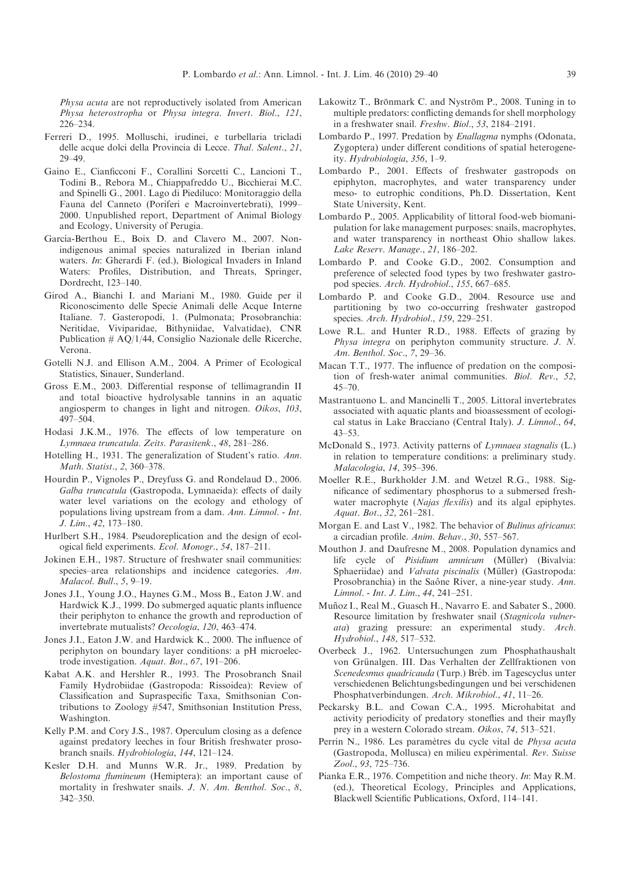*Physa acuta* are not reproductively isolated from American *Physa heterostropha* or *Physa integra*. *Invert*. *Biol*., *121*, 226–234.

Ferreri D., 1995. Molluschi, irudinei, e turbellaria tricladi delle acque dolci della Provincia di Lecce. *Thal*. *Salent*., *21*, 29–49.

Gaino E., Cianficconi F., Corallini Sorcetti C., Lancioni T., Todini B., Rebora M., Chiappafreddo U., Bicchierai M.C. and Spinelli G., 2001. Lago di Piediluco: Monitoraggio della Fauna del Canneto (Poriferi e Macroinvertebrati), 1999–2000. Unpublished report, Department of Animal Biology and Ecology, University of Perugia.

García-Berthou E., Boix D. and Clavero M., 2007. Non-indigenous animal species naturalized in Iberian inland waters. *In*: Gherardi F. (ed.), Biological Invaders in Inland Waters: Profiles, Distribution, and Threats, Springer, Dordrecht, 123–140.

Girod A., Bianchi I. and Mariani M., 1980. Guide per il Riconoscimento delle Specie Animali delle Acque Interne Italiane. 7. Gasteropodi, 1. (Pulmonata; Prosobranchia: Neritidae, Viviparidae, Bithyniidae, Valvatidae), CNR Publication # AQ/1/44, Consiglio Nazionale delle Ricerche, Verona.

Gotelli N.J. and Ellison A.M., 2004. A Primer of Ecological Statistics, Sinauer, Sunderland.

Gross E.M., 2003. Differential response of tellimagrandin II and total bioactive hydrolysable tannins in an aquatic angiosperm to changes in light and nitrogen. *Oikos*, *103*, 497–504.

Hodasi J.K.M., 1976. The effects of low temperature on *Lymnaea truncatula*. *Zeits*. *Parasitenk*., *48*, 281–286.

Hotelling H., 1931. The generalization of Student's ratio. *Ann*. *Math*. *Statist*., *2*, 360–378.

Hourdin P., Vignoles P., Dreyfuss G. and Rondelaud D., 2006. *Galba truncatula* (Gastropoda, Lymnaeida): effects of daily water level variations on the ecology and ethology of populations living upstream from a dam. *Ann*. *Limnol*. - *Int*. *J*. *Lim*., *42*, 173–180.

Hurlbert S.H., 1984. Pseudoreplication and the design of ecological field experiments. *Ecol*. *Monogr*., *54*, 187–211.

Jokinen E.H., 1987. Structure of freshwater snail communities: species–area relationships and incidence categories. *Am*. *Malacol*. *Bull*., *5*, 9–19.

Jones J.I., Young J.O., Haynes G.M., Moss B., Eaton J.W. and Hardwick K.J., 1999. Do submerged aquatic plants influence their periphyton to enhance the growth and reproduction of invertebrate mutualists? *Oecologia*, *120*, 463–474.

Jones J.I., Eaton J.W. and Hardwick K., 2000. The influence of periphyton on boundary layer conditions: a pH microelectrode investigation. *Aquat*. *Bot*., *67*, 191–206.

Kabat A.K. and Hershler R., 1993. The Prosobranch Snail Family Hydrobiidae (Gastropoda: Rissoidea): Review of Classification and Supraspecific Taxa, Smithsonian Contributions to Zoology #547, Smithsonian Institution Press, Washington.

Kelly P.M. and Cory J.S., 1987. Operculum closing as a defence against predatory leeches in four British freshwater prosobranch snails. *Hydrobiologia*, *144*, 121–124.

Kesler D.H. and Munns W.R. Jr., 1989. Predation by *Belostoma flumineum* (Hemiptera): an important cause of mortality in freshwater snails. *J*. *N*. *Am*. *Benthol*. *Soc*., *8*, 342–350.

Lakowitz T., Brönmark C. and Nyström P., 2008. Tuning in to multiple predators: conflicting demands for shell morphology in a freshwater snail. *Freshw*. *Biol*., *53*, 2184–2191.

Lombardo P., 1997. Predation by *Enallagma* nymphs (Odonata, Zygoptera) under different conditions of spatial heterogeneity. *Hydrobiologia*, *356*, 1–9.

Lombardo P., 2001. Effects of freshwater gastropods on epiphyton, macrophytes, and water transparency under meso- to eutrophic conditions, Ph.D. Dissertation, Kent State University, Kent.

Lombardo P., 2005. Applicability of littoral food-web biomanipulation for lake management purposes: snails, macrophytes, and water transparency in northeast Ohio shallow lakes. *Lake Reserv*. *Manage*., *21*, 186–202.

Lombardo P. and Cooke G.D., 2002. Consumption and preference of selected food types by two freshwater gastropod species. *Arch*. *Hydrobiol*., *155*, 667–685.

Lombardo P. and Cooke G.D., 2004. Resource use and partitioning by two co-occurring freshwater gastropod species. *Arch*. *Hydrobiol*., *159*, 229–251.

Lowe R.L. and Hunter R.D., 1988. Effects of grazing by *Physa integra* on periphyton community structure. *J*. *N*. *Am*. *Benthol*. *Soc*., *7*, 29–36.

Macan T.T., 1977. The influence of predation on the composition of fresh-water animal communities. *Biol*. *Rev*., *52*, 45–70.

Mastrantuono L. and Mancinelli T., 2005. Littoral invertebrates associated with aquatic plants and bioassessment of ecological status in Lake Bracciano (Central Italy). *J*. *Limnol*., *64*, 43–53.

McDonald S., 1973. Activity patterns of *Lymnaea stagnalis* (L.) in relation to temperature conditions: a preliminary study. *Malacologia*, *14*, 395–396.

Moeller R.E., Burkholder J.M. and Wetzel R.G., 1988. Significance of sedimentary phosphorus to a submersed freshwater macrophyte (*Najas flexilis*) and its algal epiphytes. *Aquat*. *Bot*., *32*, 261–281.

Morgan E. and Last V., 1982. The behavior of *Bulinus africanus*: a circadian profile. *Anim*. *Behav*., *30*, 557–567.

Mouthon J. and Daufresne M., 2008. Population dynamics and life cycle of *Pisidium amnicum* (Müller) (Bivalvia: Sphaeriidae) and *Valvata piscinalis* (Müller) (Gastropoda: Prosobranchia) in the Saône River, a nine-year study. *Ann*. *Limnol*. - *Int*. *J*. *Lim*., *44*, 241–251.

Muñoz I., Real M., Guasch H., Navarro E. and Sabater S., 2000. Resource limitation by freshwater snail (*Stagnicola vulnerata*) grazing pressure: an experimental study. *Arch*. *Hydrobiol*., *148*, 517–532.

Overbeck J., 1962. Untersuchungen zum Phosphathaushalt von Grünalgen. III. Das Verhalten der Zellfraktionen von *Scenedesmus quadricauda* (Turp.) Bréb. im Tagescyclus unter verschiedenen Belichtungsbedingungen und bei verschidenen Phosphatverbindungen. *Arch*. *Mikrobiol*., *41*, 11–26.

Peckarsky B.L. and Cowan C.A., 1995. Microhabitat and activity periodicity of predatory stoneflies and their mayfly prey in a western Colorado stream. *Oikos*, *74*, 513–521.

Perrin N., 1986. Les paramètres du cycle vital de *Physa acuta* (Gastropoda, Mollusca) en milieu expérimental. *Rev*. *Suisse Zool*., *93*, 725–736.

Pianka E.R., 1976. Competition and niche theory. *In*: May R.M. (ed.), Theoretical Ecology, Principles and Applications, Blackwell Scientific Publications, Oxford, 114–141.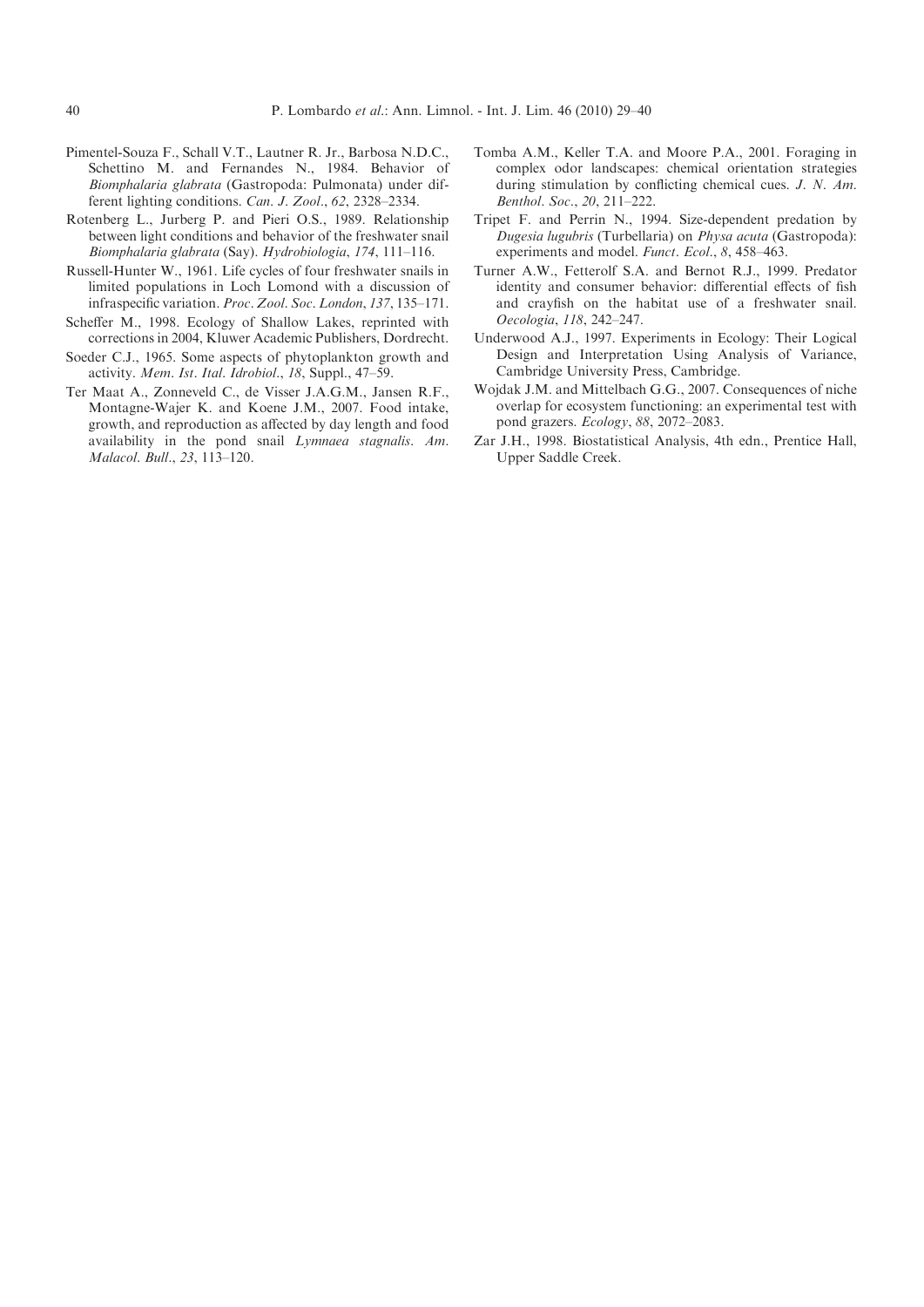Pimentel-Souza F., Schall V.T., Lautner R. Jr., Barbosa N.D.C., Schettino M. and Fernandes N., 1984. Behavior of *Biomphalaria glabrata* (Gastropoda: Pulmonata) under different lighting conditions. *Can. J. Zool.*, *62*, 2328–2334.

Rotenberg L., Jurberg P. and Pieri O.S., 1989. Relationship between light conditions and behavior of the freshwater snail *Biomphalaria glabrata* (Say). *Hydrobiologia*, *174*, 111–116.

Russell-Hunter W., 1961. Life cycles of four freshwater snails in limited populations in Loch Lomond with a discussion of infraspecific variation. *Proc. Zool. Soc. London*, *137*, 135–171.

Scheffer M., 1998. Ecology of Shallow Lakes, reprinted with corrections in 2004, Kluwer Academic Publishers, Dordrecht.

Soeder C.J., 1965. Some aspects of phytoplankton growth and activity. *Mem. Ist. Ital. Idrobiol.*, *18*, Suppl., 47–59.

Ter Maat A., Zonneveld C., de Visser J.A.G.M., Jansen R.F., Montagne-Wajer K. and Koene J.M., 2007. Food intake, growth, and reproduction as affected by day length and food availability in the pond snail *Lymnaea stagnalis*. *Am. Malacol. Bull.*, *23*, 113–120.

Tomba A.M., Keller T.A. and Moore P.A., 2001. Foraging in complex odor landscapes: chemical orientation strategies during stimulation by conflicting chemical cues. *J. N. Am. Benthol. Soc.*, *20*, 211–222.

Tripet F. and Perrin N., 1994. Size-dependent predation by *Dugesia lugubris* (Turbellaria) on *Physa acuta* (Gastropoda): experiments and model. *Funct. Ecol.*, *8*, 458–463.

Turner A.W., Fetterolf S.A. and Bernot R.J., 1999. Predator identity and consumer behavior: differential effects of fish and crayfish on the habitat use of a freshwater snail. *Oecologia*, *118*, 242–247.

Underwood A.J., 1997. Experiments in Ecology: Their Logical Design and Interpretation Using Analysis of Variance, Cambridge University Press, Cambridge.

Wojdak J.M. and Mittelbach G.G., 2007. Consequences of niche overlap for ecosystem functioning: an experimental test with pond grazers. *Ecology*, *88*, 2072–2083.

Zar J.H., 1998. Biostatistical Analysis, 4th edn., Prentice Hall, Upper Saddle Creek.